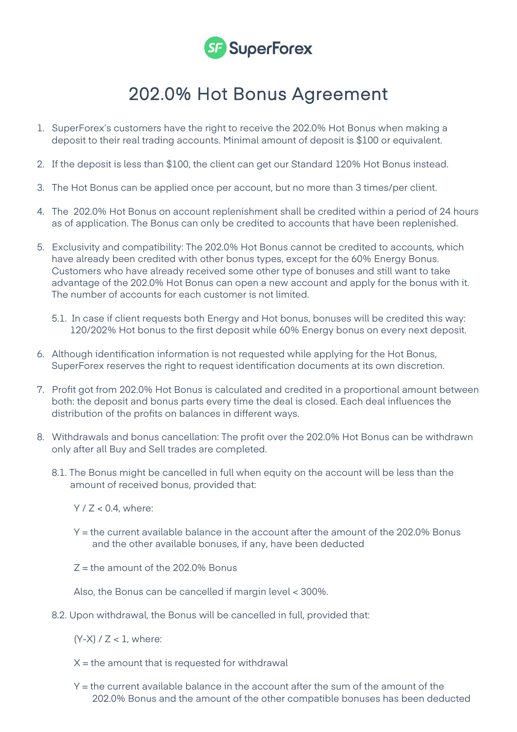SuperForex

# 202.0% Hot Bonus Agreement

1. SuperForex's customers have the right to receive the 202.0% Hot Bonus when making a deposit to their real trading accounts. Minimal amount of deposit is $100 or equivalent.

2. If the deposit is less than $100, the client can get our Standard 120% Hot Bonus instead.

3. The Hot Bonus can be applied once per account, but no more than 3 times/per client.

4. The 202.0% Hot Bonus on account replenishment shall be credited within a period of 24 hours as of application. The Bonus can only be credited to accounts that have been replenished.

5. Exclusivity and compatibility: The 202.0% Hot Bonus cannot be credited to accounts, which have already been credited with other bonus types, except for the 60% Energy Bonus. Customers who have already received some other type of bonuses and still want to take advantage of the 202.0% Hot Bonus can open a new account and apply for the bonus with it. The number of accounts for each customer is not limited.

   5.1. In case if client requests both Energy and Hot bonus, bonuses will be credited this way: 120/202% Hot bonus to the first deposit while 60% Energy bonus on every next deposit.

6. Although identification information is not requested while applying for the Hot Bonus, SuperForex reserves the right to request identification documents at its own discretion.

7. Profit got from 202.0% Hot Bonus is calculated and credited in a proportional amount between both: the deposit and bonus parts every time the deal is closed. Each deal influences the distribution of the profits on balances in different ways.

8. Withdrawals and bonus cancellation: The profit over the 202.0% Hot Bonus can be withdrawn only after all Buy and Sell trades are completed.

   8.1. The Bonus might be cancelled in full when equity on the account will be less than the amount of received bonus, provided that:

   $Y / Z < 0.4$, where:

   Y = the current available balance in the account after the amount of the 202.0% Bonus and the other available bonuses, if any, have been deducted

   Z = the amount of the 202.0% Bonus

   Also, the Bonus can be cancelled if margin level < 300%.

   8.2. Upon withdrawal, the Bonus will be cancelled in full, provided that:

   $(Y-X) / Z < 1$, where:

   X = the amount that is requested for withdrawal

   Y = the current available balance in the account after the sum of the amount of the 202.0% Bonus and the amount of the other compatible bonuses has been deducted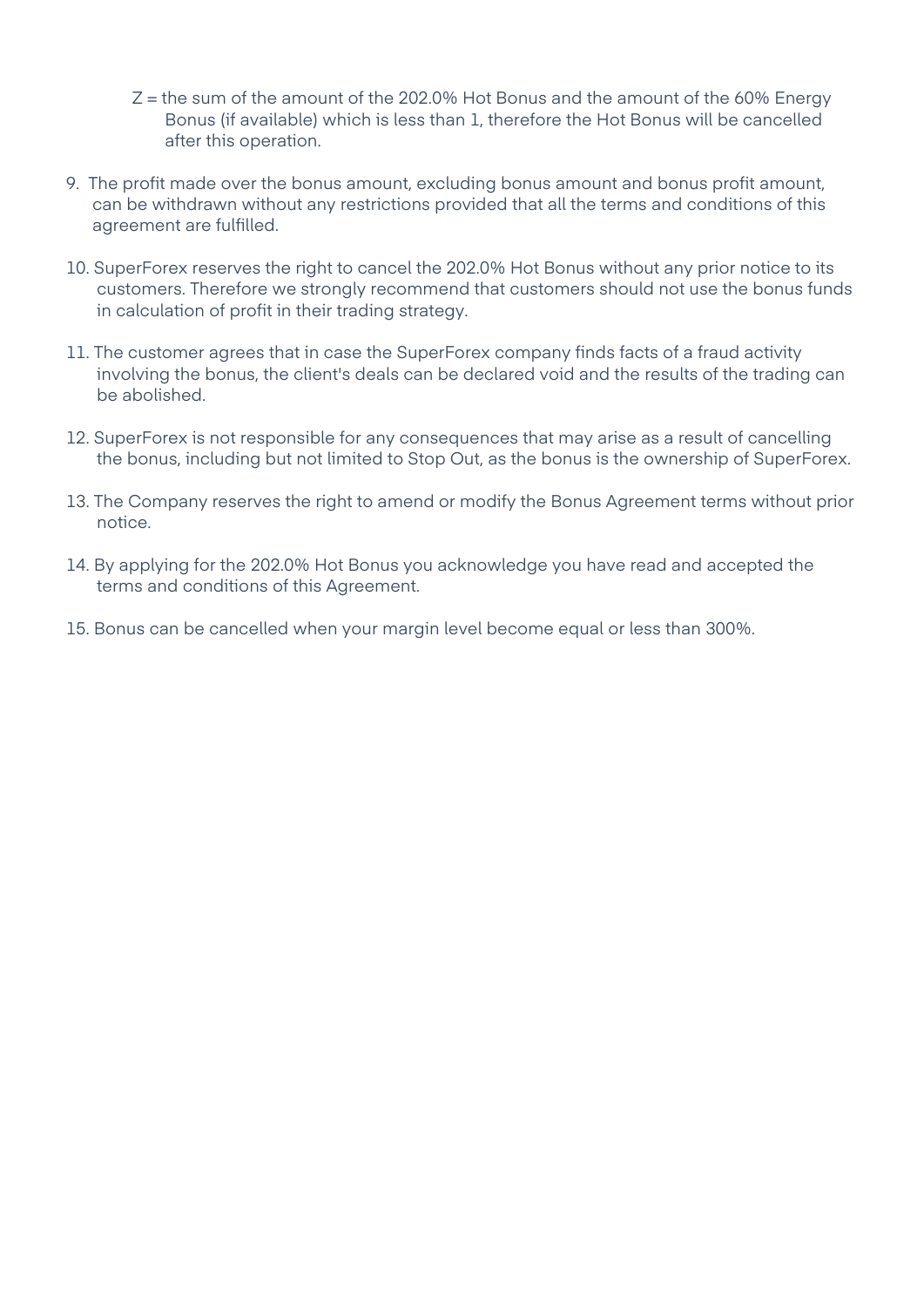Z = the sum of the amount of the 202.0% Hot Bonus and the amount of the 60% Energy Bonus (if available) which is less than 1, therefore the Hot Bonus will be cancelled after this operation.

9. The profit made over the bonus amount, excluding bonus amount and bonus profit amount, can be withdrawn without any restrictions provided that all the terms and conditions of this agreement are fulfilled.

10. SuperForex reserves the right to cancel the 202.0% Hot Bonus without any prior notice to its customers. Therefore we strongly recommend that customers should not use the bonus funds in calculation of profit in their trading strategy.

11. The customer agrees that in case the SuperForex company finds facts of a fraud activity involving the bonus, the client's deals can be declared void and the results of the trading can be abolished.

12. SuperForex is not responsible for any consequences that may arise as a result of cancelling the bonus, including but not limited to Stop Out, as the bonus is the ownership of SuperForex.

13. The Company reserves the right to amend or modify the Bonus Agreement terms without prior notice.

14. By applying for the 202.0% Hot Bonus you acknowledge you have read and accepted the terms and conditions of this Agreement.

15. Bonus can be cancelled when your margin level become equal or less than 300%.